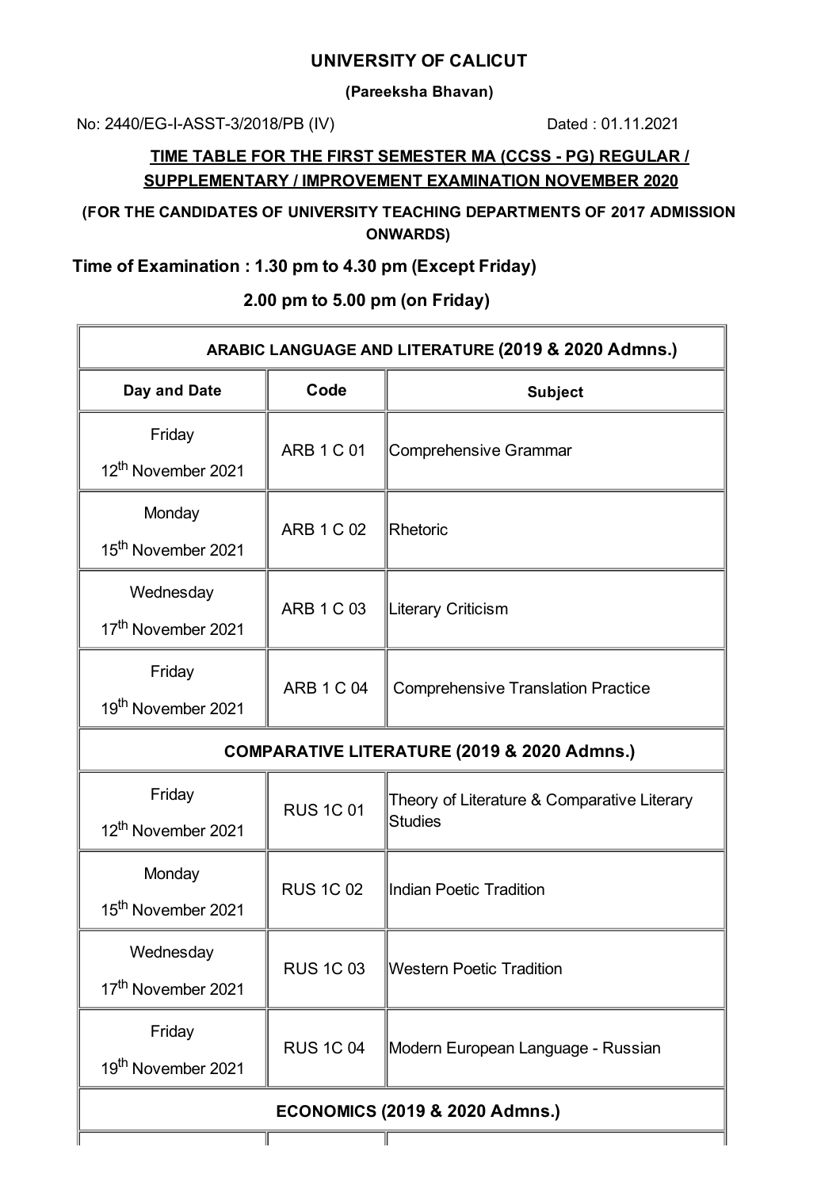# UNIVERSITY OF CALICUT

**(Pareeksha Bhavan)**

No: 2440/EG-I-ASST-3/2018/PB (IV) Dated : 01.11.2021

## TIME TABLE FOR THE FIRST SEMESTER MA (CCSS - PG) REGULAR / SUPPLEMENTARY / IMPROVEMENT EXAMINATION NOVEMBER 2020

**(FOR THE CANDIDATES OF UNIVERSITY TEACHING DEPARTMENTS OF 2017 ADMISSION ONWARDS)**

**Time of Examination : 1.30 pm to 4.30 pm (Except Friday)**

**2.00 pm to 5.00 pm (on Friday)**

| ARABIC LANGUAGE AND LITERATURE (2019 & 2020 Admns.) | | |
|---|---|---|
| **Day and Date** | **Code** | **Subject** |
| Friday 12th November 2021 | ARB 1 C 01 | Comprehensive Grammar |
| Monday 15th November 2021 | ARB 1 C 02 | Rhetoric |
| Wednesday 17th November 2021 | ARB 1 C 03 | Literary Criticism |
| Friday 19th November 2021 | ARB 1 C 04 | Comprehensive Translation Practice |
| **COMPARATIVE LITERATURE (2019 & 2020 Admns.)** | | |
| Friday 12th November 2021 | RUS 1C 01 | Theory of Literature & Comparative Literary Studies |
| Monday 15th November 2021 | RUS 1C 02 | Indian Poetic Tradition |
| Wednesday 17th November 2021 | RUS 1C 03 | Western Poetic Tradition |
| Friday 19th November 2021 | RUS 1C 04 | Modern European Language - Russian |
| **ECONOMICS (2019 & 2020 Admns.)** | | |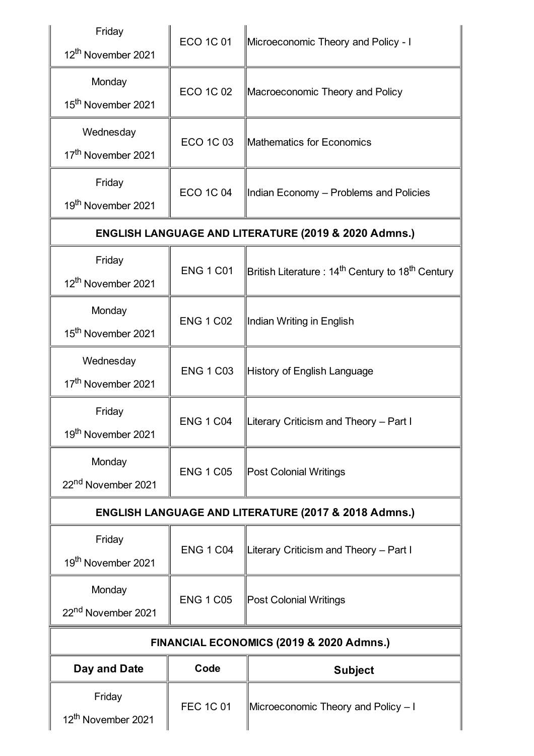| | | |
|---|---|---|
| Friday 12th November 2021 | ECO 1C 01 | Microeconomic Theory and Policy - I |
| Monday 15th November 2021 | ECO 1C 02 | Macroeconomic Theory and Policy |
| Wednesday 17th November 2021 | ECO 1C 03 | Mathematics for Economics |
| Friday 19th November 2021 | ECO 1C 04 | Indian Economy – Problems and Policies |
| **ENGLISH LANGUAGE AND LITERATURE (2019 & 2020 Admns.)** | | |
| Friday 12th November 2021 | ENG 1 C01 | British Literature : 14th Century to 18th Century |
| Monday 15th November 2021 | ENG 1 C02 | Indian Writing in English |
| Wednesday 17th November 2021 | ENG 1 C03 | History of English Language |
| Friday 19th November 2021 | ENG 1 C04 | Literary Criticism and Theory – Part I |
| Monday 22nd November 2021 | ENG 1 C05 | Post Colonial Writings |
| **ENGLISH LANGUAGE AND LITERATURE (2017 & 2018 Admns.)** | | |
| Friday 19th November 2021 | ENG 1 C04 | Literary Criticism and Theory – Part I |
| Monday 22nd November 2021 | ENG 1 C05 | Post Colonial Writings |

**FINANCIAL ECONOMICS (2019 & 2020 Admns.)**

| Day and Date | Code | Subject |
|---|---|---|
| Friday 12th November 2021 | FEC 1C 01 | Microeconomic Theory and Policy – I |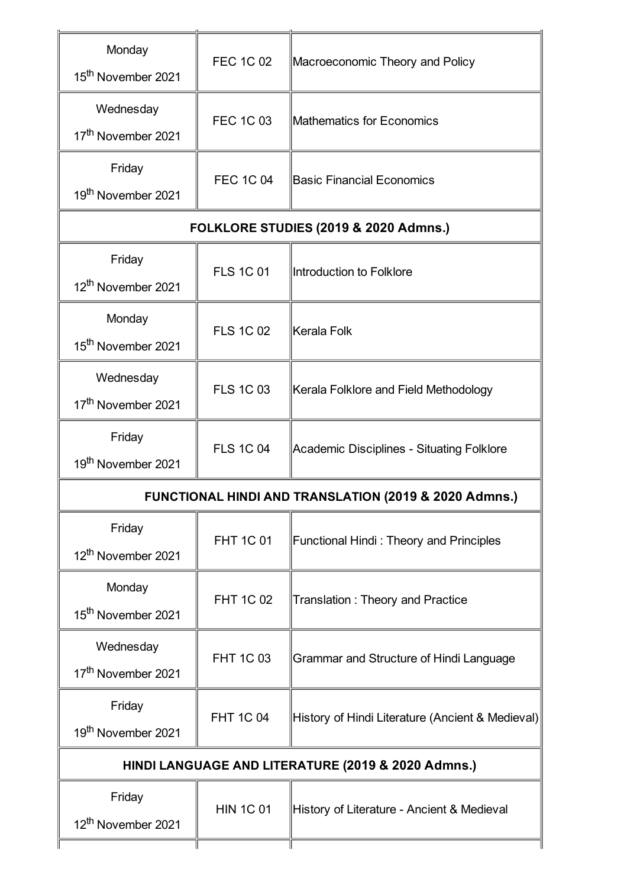| | | |
|---|---|---|
| Monday 15th November 2021 | FEC 1C 02 | Macroeconomic Theory and Policy |
| Wednesday 17th November 2021 | FEC 1C 03 | Mathematics for Economics |
| Friday 19th November 2021 | FEC 1C 04 | Basic Financial Economics |
| **FOLKLORE STUDIES (2019 & 2020 Admns.)** | | |
| Friday 12th November 2021 | FLS 1C 01 | Introduction to Folklore |
| Monday 15th November 2021 | FLS 1C 02 | Kerala Folk |
| Wednesday 17th November 2021 | FLS 1C 03 | Kerala Folklore and Field Methodology |
| Friday 19th November 2021 | FLS 1C 04 | Academic Disciplines - Situating Folklore |
| **FUNCTIONAL HINDI AND TRANSLATION (2019 & 2020 Admns.)** | | |
| Friday 12th November 2021 | FHT 1C 01 | Functional Hindi : Theory and Principles |
| Monday 15th November 2021 | FHT 1C 02 | Translation : Theory and Practice |
| Wednesday 17th November 2021 | FHT 1C 03 | Grammar and Structure of Hindi Language |
| Friday 19th November 2021 | FHT 1C 04 | History of Hindi Literature (Ancient & Medieval) |
| **HINDI LANGUAGE AND LITERATURE (2019 & 2020 Admns.)** | | |
| Friday 12th November 2021 | HIN 1C 01 | History of Literature - Ancient & Medieval |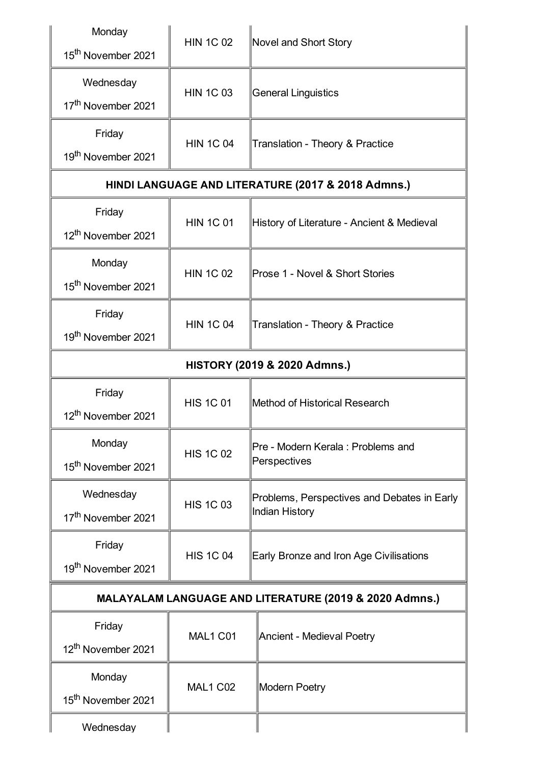| Date | Code | Paper |
| --- | --- | --- |
| Monday 15th November 2021 | HIN 1C 02 | Novel and Short Story |
| Wednesday 17th November 2021 | HIN 1C 03 | General Linguistics |
| Friday 19th November 2021 | HIN 1C 04 | Translation - Theory & Practice |
| **HINDI LANGUAGE AND LITERATURE (2017 & 2018 Admns.)** | | |
| Friday 12th November 2021 | HIN 1C 01 | History of Literature - Ancient & Medieval |
| Monday 15th November 2021 | HIN 1C 02 | Prose 1 - Novel & Short Stories |
| Friday 19th November 2021 | HIN 1C 04 | Translation - Theory & Practice |
| **HISTORY (2019 & 2020 Admns.)** | | |
| Friday 12th November 2021 | HIS 1C 01 | Method of Historical Research |
| Monday 15th November 2021 | HIS 1C 02 | Pre - Modern Kerala : Problems and Perspectives |
| Wednesday 17th November 2021 | HIS 1C 03 | Problems, Perspectives and Debates in Early Indian History |
| Friday 19th November 2021 | HIS 1C 04 | Early Bronze and Iron Age Civilisations |
| **MALAYALAM LANGUAGE AND LITERATURE (2019 & 2020 Admns.)** | | |
| Friday 12th November 2021 | MAL1 C01 | Ancient - Medieval Poetry |
| Monday 15th November 2021 | MAL1 C02 | Modern Poetry |
| Wednesday | | |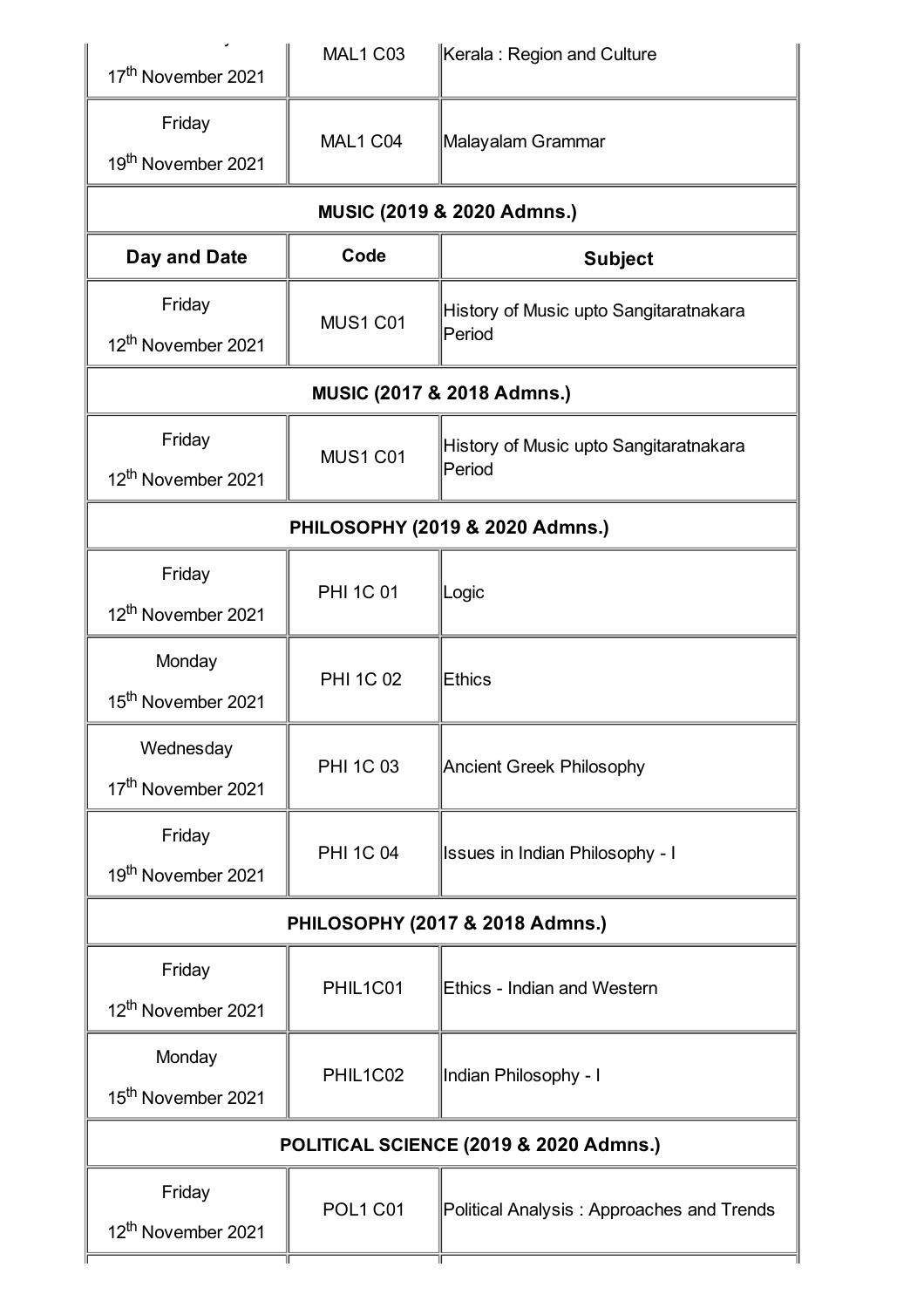| Day and Date | Code | Subject |
|---|---|---|
| 17th November 2021 | MAL1 C03 | Kerala : Region and Culture |
| Friday 19th November 2021 | MAL1 C04 | Malayalam Grammar |
| **MUSIC (2019 & 2020 Admns.)** | | |
| **Day and Date** | **Code** | **Subject** |
| Friday 12th November 2021 | MUS1 C01 | History of Music upto Sangitaratnakara Period |
| **MUSIC (2017 & 2018 Admns.)** | | |
| Friday 12th November 2021 | MUS1 C01 | History of Music upto Sangitaratnakara Period |
| **PHILOSOPHY (2019 & 2020 Admns.)** | | |
| Friday 12th November 2021 | PHI 1C 01 | Logic |
| Monday 15th November 2021 | PHI 1C 02 | Ethics |
| Wednesday 17th November 2021 | PHI 1C 03 | Ancient Greek Philosophy |
| Friday 19th November 2021 | PHI 1C 04 | Issues in Indian Philosophy - I |
| **PHILOSOPHY (2017 & 2018 Admns.)** | | |
| Friday 12th November 2021 | PHIL1C01 | Ethics - Indian and Western |
| Monday 15th November 2021 | PHIL1C02 | Indian Philosophy - I |
| **POLITICAL SCIENCE (2019 & 2020 Admns.)** | | |
| Friday 12th November 2021 | POL1 C01 | Political Analysis : Approaches and Trends |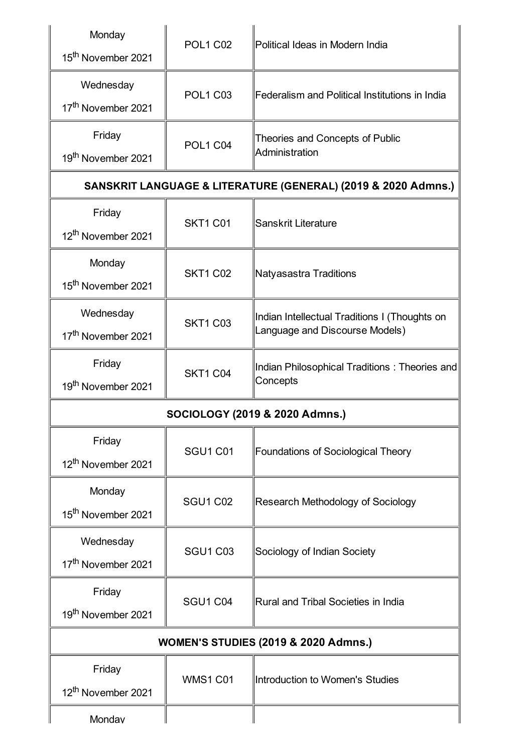| | | |
|---|---|---|
| Monday 15th November 2021 | POL1 C02 | Political Ideas in Modern India |
| Wednesday 17th November 2021 | POL1 C03 | Federalism and Political Institutions in India |
| Friday 19th November 2021 | POL1 C04 | Theories and Concepts of Public Administration |
| **SANSKRIT LANGUAGE & LITERATURE (GENERAL) (2019 & 2020 Admns.)** | | |
| Friday 12th November 2021 | SKT1 C01 | Sanskrit Literature |
| Monday 15th November 2021 | SKT1 C02 | Natyasastra Traditions |
| Wednesday 17th November 2021 | SKT1 C03 | Indian Intellectual Traditions I (Thoughts on Language and Discourse Models) |
| Friday 19th November 2021 | SKT1 C04 | Indian Philosophical Traditions : Theories and Concepts |
| **SOCIOLOGY (2019 & 2020 Admns.)** | | |
| Friday 12th November 2021 | SGU1 C01 | Foundations of Sociological Theory |
| Monday 15th November 2021 | SGU1 C02 | Research Methodology of Sociology |
| Wednesday 17th November 2021 | SGU1 C03 | Sociology of Indian Society |
| Friday 19th November 2021 | SGU1 C04 | Rural and Tribal Societies in India |
| **WOMEN'S STUDIES (2019 & 2020 Admns.)** | | |
| Friday 12th November 2021 | WMS1 C01 | Introduction to Women's Studies |
| Monday | | |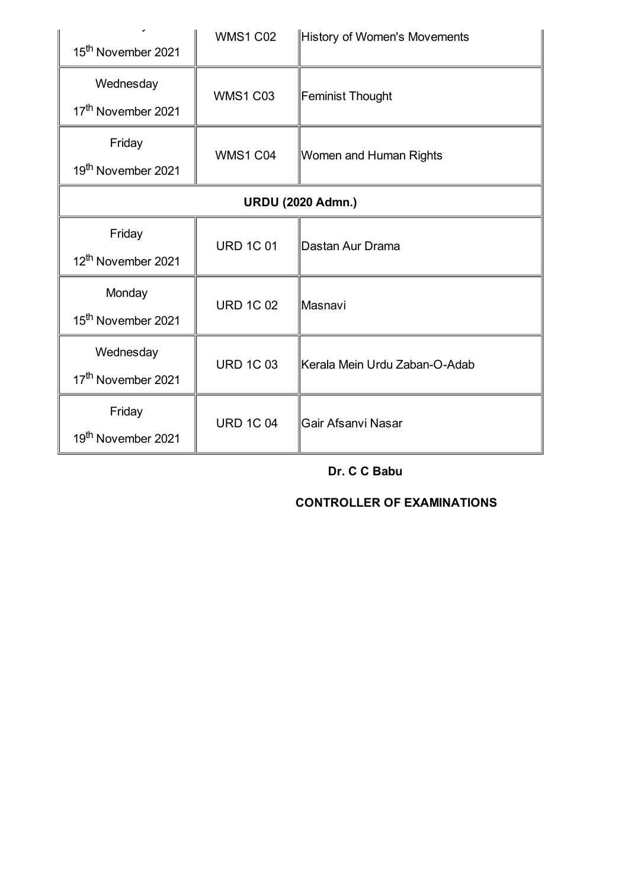| | | |
|---|---|---|
| 15th November 2021 | WMS1 C02 | History of Women's Movements |
| Wednesday<br>17th November 2021 | WMS1 C03 | Feminist Thought |
| Friday<br>19th November 2021 | WMS1 C04 | Women and Human Rights |
| **URDU (2020 Admn.)** | | |
| Friday<br>12th November 2021 | URD 1C 01 | Dastan Aur Drama |
| Monday<br>15th November 2021 | URD 1C 02 | Masnavi |
| Wednesday<br>17th November 2021 | URD 1C 03 | Kerala Mein Urdu Zaban-O-Adab |
| Friday<br>19th November 2021 | URD 1C 04 | Gair Afsanvi Nasar |

**Dr. C C Babu**

**CONTROLLER OF EXAMINATIONS**